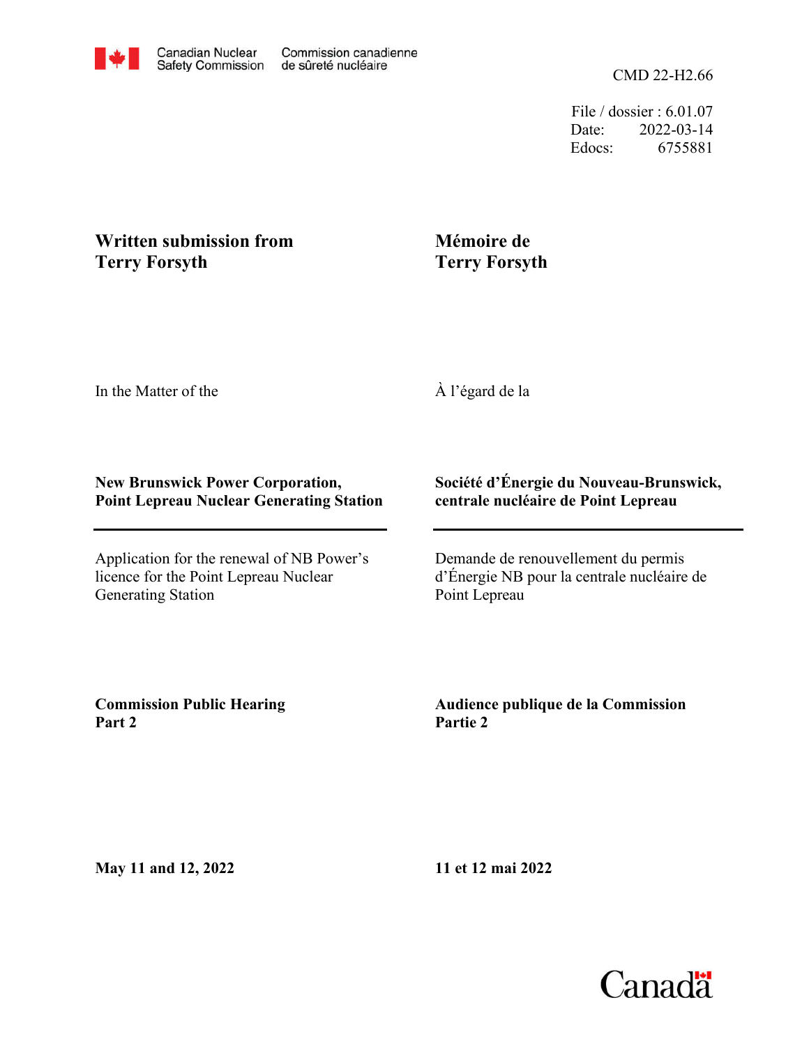Canadian Nuclear Safety Commission / Commission canadienne de sûreté nucléaire

CMD 22-H2.66

File / dossier : 6.01.07
Date: 2022-03-14
Edocs: 6755881

**Written submission from Terry Forsyth**

**Mémoire de Terry Forsyth**

In the Matter of the

À l'égard de la

**New Brunswick Power Corporation, Point Lepreau Nuclear Generating Station**

**Société d'Énergie du Nouveau-Brunswick, centrale nucléaire de Point Lepreau**

Application for the renewal of NB Power's licence for the Point Lepreau Nuclear Generating Station

Demande de renouvellement du permis d'Énergie NB pour la centrale nucléaire de Point Lepreau

**Commission Public Hearing Part 2**

**Audience publique de la Commission Partie 2**

**May 11 and 12, 2022**

**11 et 12 mai 2022**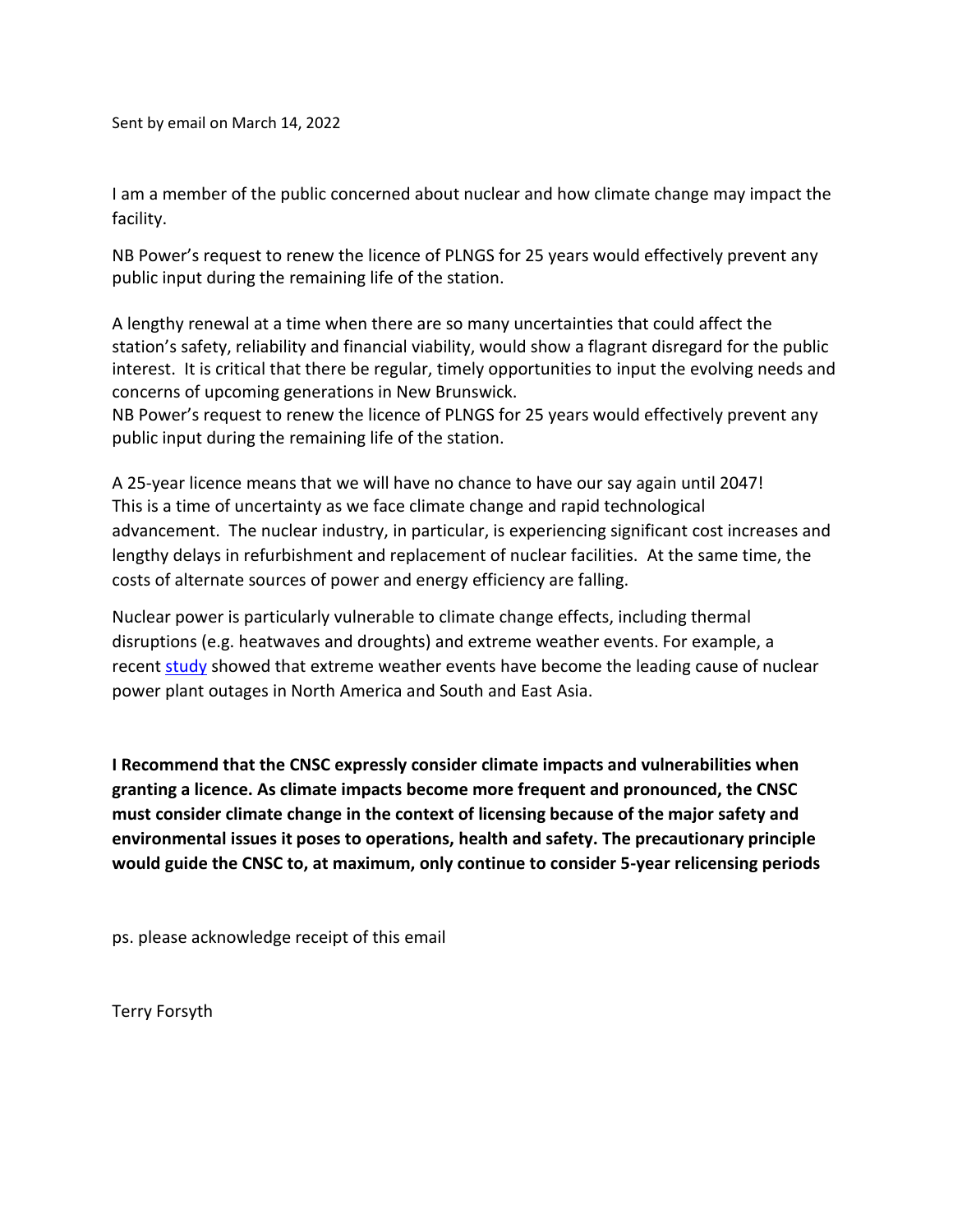Sent by email on March 14, 2022

I am a member of the public concerned about nuclear and how climate change may impact the facility.

NB Power's request to renew the licence of PLNGS for 25 years would effectively prevent any public input during the remaining life of the station.

A lengthy renewal at a time when there are so many uncertainties that could affect the station's safety, reliability and financial viability, would show a flagrant disregard for the public interest. It is critical that there be regular, timely opportunities to input the evolving needs and concerns of upcoming generations in New Brunswick.
NB Power's request to renew the licence of PLNGS for 25 years would effectively prevent any public input during the remaining life of the station.

A 25-year licence means that we will have no chance to have our say again until 2047!
This is a time of uncertainty as we face climate change and rapid technological advancement. The nuclear industry, in particular, is experiencing significant cost increases and lengthy delays in refurbishment and replacement of nuclear facilities. At the same time, the costs of alternate sources of power and energy efficiency are falling.

Nuclear power is particularly vulnerable to climate change effects, including thermal disruptions (e.g. heatwaves and droughts) and extreme weather events. For example, a recent study showed that extreme weather events have become the leading cause of nuclear power plant outages in North America and South and East Asia.

**I Recommend that the CNSC expressly consider climate impacts and vulnerabilities when granting a licence. As climate impacts become more frequent and pronounced, the CNSC must consider climate change in the context of licensing because of the major safety and environmental issues it poses to operations, health and safety. The precautionary principle would guide the CNSC to, at maximum, only continue to consider 5-year relicensing periods**

ps. please acknowledge receipt of this email

Terry Forsyth